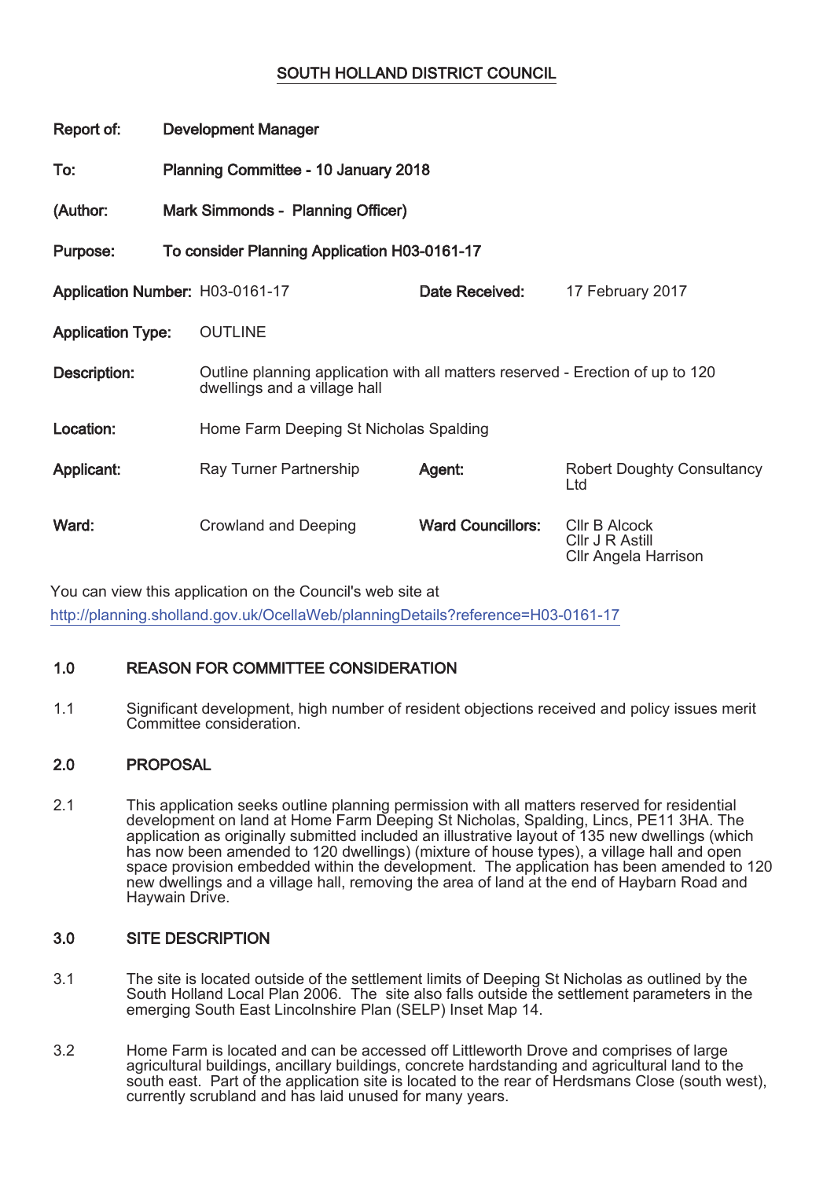# SOUTH HOLLAND DISTRICT COUNCIL

| | |
|---|---|
| **Report of:** | **Development Manager** |
| **To:** | **Planning Committee - 10 January 2018** |
| **(Author:** | **Mark Simmonds - Planning Officer)** |
| **Purpose:** | **To consider Planning Application H03-0161-17** |

| | | | |
|---|---|---|---|
| **Application Number:** | H03-0161-17 | **Date Received:** | 17 February 2017 |
| **Application Type:** | OUTLINE | | |
| **Description:** | Outline planning application with all matters reserved - Erection of up to 120 dwellings and a village hall | | |
| **Location:** | Home Farm Deeping St Nicholas Spalding | | |
| **Applicant:** | Ray Turner Partnership | **Agent:** | Robert Doughty Consultancy Ltd |
| **Ward:** | Crowland and Deeping | **Ward Councillors:** | Cllr B Alcock<br>Cllr J R Astill<br>Cllr Angela Harrison |

You can view this application on the Council's web site at
http://planning.sholland.gov.uk/OcellaWeb/planningDetails?reference=H03-0161-17

## 1.0 REASON FOR COMMITTEE CONSIDERATION

1.1 Significant development, high number of resident objections received and policy issues merit Committee consideration.

## 2.0 PROPOSAL

2.1 This application seeks outline planning permission with all matters reserved for residential development on land at Home Farm Deeping St Nicholas, Spalding, Lincs, PE11 3HA. The application as originally submitted included an illustrative layout of 135 new dwellings (which has now been amended to 120 dwellings) (mixture of house types), a village hall and open space provision embedded within the development. The application has been amended to 120 new dwellings and a village hall, removing the area of land at the end of Haybarn Road and Haywain Drive.

## 3.0 SITE DESCRIPTION

3.1 The site is located outside of the settlement limits of Deeping St Nicholas as outlined by the South Holland Local Plan 2006. The site also falls outside the settlement parameters in the emerging South East Lincolnshire Plan (SELP) Inset Map 14.

3.2 Home Farm is located and can be accessed off Littleworth Drove and comprises of large agricultural buildings, ancillary buildings, concrete hardstanding and agricultural land to the south east. Part of the application site is located to the rear of Herdsmans Close (south west), currently scrubland and has laid unused for many years.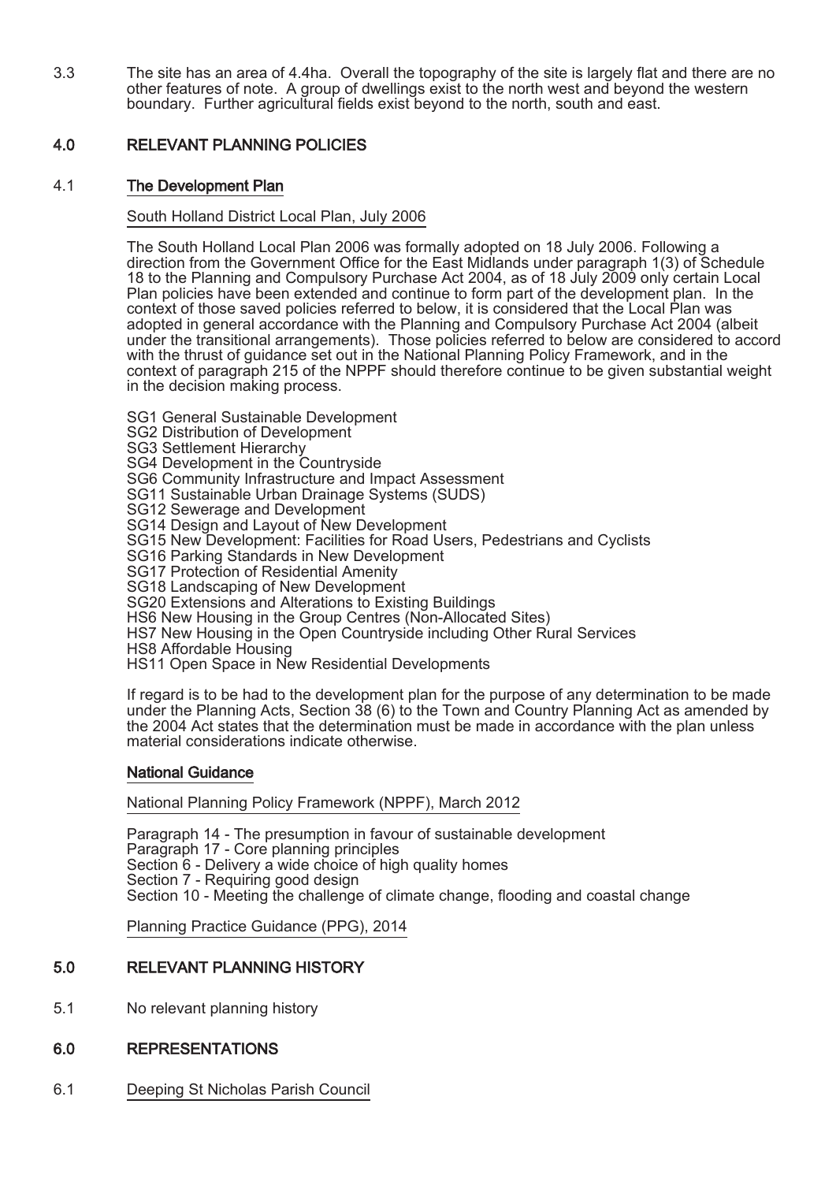3.3 The site has an area of 4.4ha. Overall the topography of the site is largely flat and there are no other features of note. A group of dwellings exist to the north west and beyond the western boundary. Further agricultural fields exist beyond to the north, south and east.

## 4.0 RELEVANT PLANNING POLICIES

### 4.1 The Development Plan

South Holland District Local Plan, July 2006

The South Holland Local Plan 2006 was formally adopted on 18 July 2006. Following a direction from the Government Office for the East Midlands under paragraph 1(3) of Schedule 18 to the Planning and Compulsory Purchase Act 2004, as of 18 July 2009 only certain Local Plan policies have been extended and continue to form part of the development plan. In the context of those saved policies referred to below, it is considered that the Local Plan was adopted in general accordance with the Planning and Compulsory Purchase Act 2004 (albeit under the transitional arrangements). Those policies referred to below are considered to accord with the thrust of guidance set out in the National Planning Policy Framework, and in the context of paragraph 215 of the NPPF should therefore continue to be given substantial weight in the decision making process.

SG1 General Sustainable Development
SG2 Distribution of Development
SG3 Settlement Hierarchy
SG4 Development in the Countryside
SG6 Community Infrastructure and Impact Assessment
SG11 Sustainable Urban Drainage Systems (SUDS)
SG12 Sewerage and Development
SG14 Design and Layout of New Development
SG15 New Development: Facilities for Road Users, Pedestrians and Cyclists
SG16 Parking Standards in New Development
SG17 Protection of Residential Amenity
SG18 Landscaping of New Development
SG20 Extensions and Alterations to Existing Buildings
HS6 New Housing in the Group Centres (Non-Allocated Sites)
HS7 New Housing in the Open Countryside including Other Rural Services
HS8 Affordable Housing
HS11 Open Space in New Residential Developments

If regard is to be had to the development plan for the purpose of any determination to be made under the Planning Acts, Section 38 (6) to the Town and Country Planning Act as amended by the 2004 Act states that the determination must be made in accordance with the plan unless material considerations indicate otherwise.

### National Guidance

National Planning Policy Framework (NPPF), March 2012

Paragraph 14 - The presumption in favour of sustainable development
Paragraph 17 - Core planning principles
Section 6 - Delivery a wide choice of high quality homes
Section 7 - Requiring good design
Section 10 - Meeting the challenge of climate change, flooding and coastal change

Planning Practice Guidance (PPG), 2014

## 5.0 RELEVANT PLANNING HISTORY

5.1 No relevant planning history

## 6.0 REPRESENTATIONS

6.1 Deeping St Nicholas Parish Council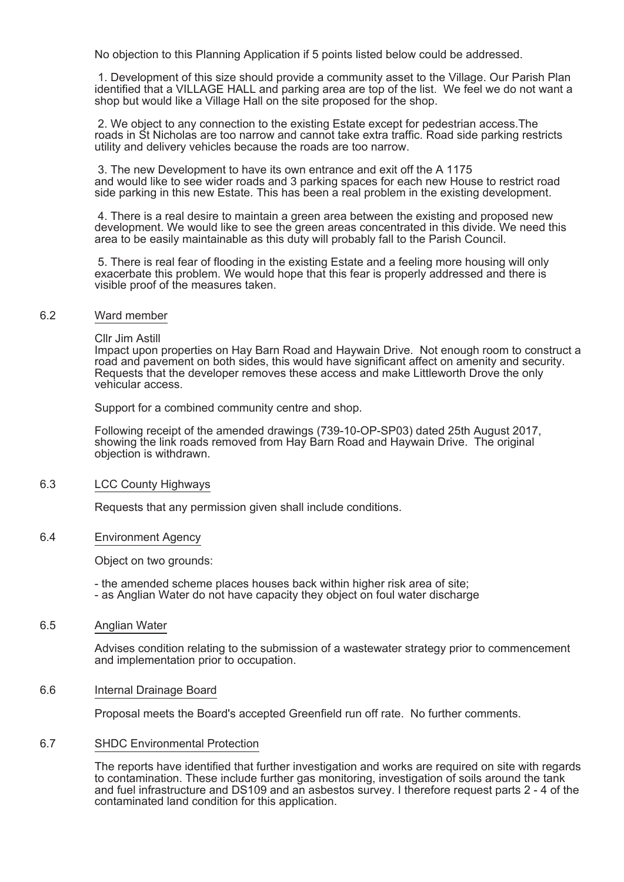No objection to this Planning Application if 5 points listed below could be addressed.

1. Development of this size should provide a community asset to the Village. Our Parish Plan identified that a VILLAGE HALL and parking area are top of the list. We feel we do not want a shop but would like a Village Hall on the site proposed for the shop.

2. We object to any connection to the existing Estate except for pedestrian access.The roads in St Nicholas are too narrow and cannot take extra traffic. Road side parking restricts utility and delivery vehicles because the roads are too narrow.

3. The new Development to have its own entrance and exit off the A 1175 and would like to see wider roads and 3 parking spaces for each new House to restrict road side parking in this new Estate. This has been a real problem in the existing development.

4. There is a real desire to maintain a green area between the existing and proposed new development. We would like to see the green areas concentrated in this divide. We need this area to be easily maintainable as this duty will probably fall to the Parish Council.

5. There is real fear of flooding in the existing Estate and a feeling more housing will only exacerbate this problem. We would hope that this fear is properly addressed and there is visible proof of the measures taken.

6.2 Ward member

Cllr Jim Astill
Impact upon properties on Hay Barn Road and Haywain Drive. Not enough room to construct a road and pavement on both sides, this would have significant affect on amenity and security. Requests that the developer removes these access and make Littleworth Drove the only vehicular access.

Support for a combined community centre and shop.

Following receipt of the amended drawings (739-10-OP-SP03) dated 25th August 2017, showing the link roads removed from Hay Barn Road and Haywain Drive. The original objection is withdrawn.

6.3 LCC County Highways

Requests that any permission given shall include conditions.

6.4 Environment Agency

Object on two grounds:

- the amended scheme places houses back within higher risk area of site;
- as Anglian Water do not have capacity they object on foul water discharge

6.5 Anglian Water

Advises condition relating to the submission of a wastewater strategy prior to commencement and implementation prior to occupation.

6.6 Internal Drainage Board

Proposal meets the Board's accepted Greenfield run off rate. No further comments.

6.7 SHDC Environmental Protection

The reports have identified that further investigation and works are required on site with regards to contamination. These include further gas monitoring, investigation of soils around the tank and fuel infrastructure and DS109 and an asbestos survey. I therefore request parts 2 - 4 of the contaminated land condition for this application.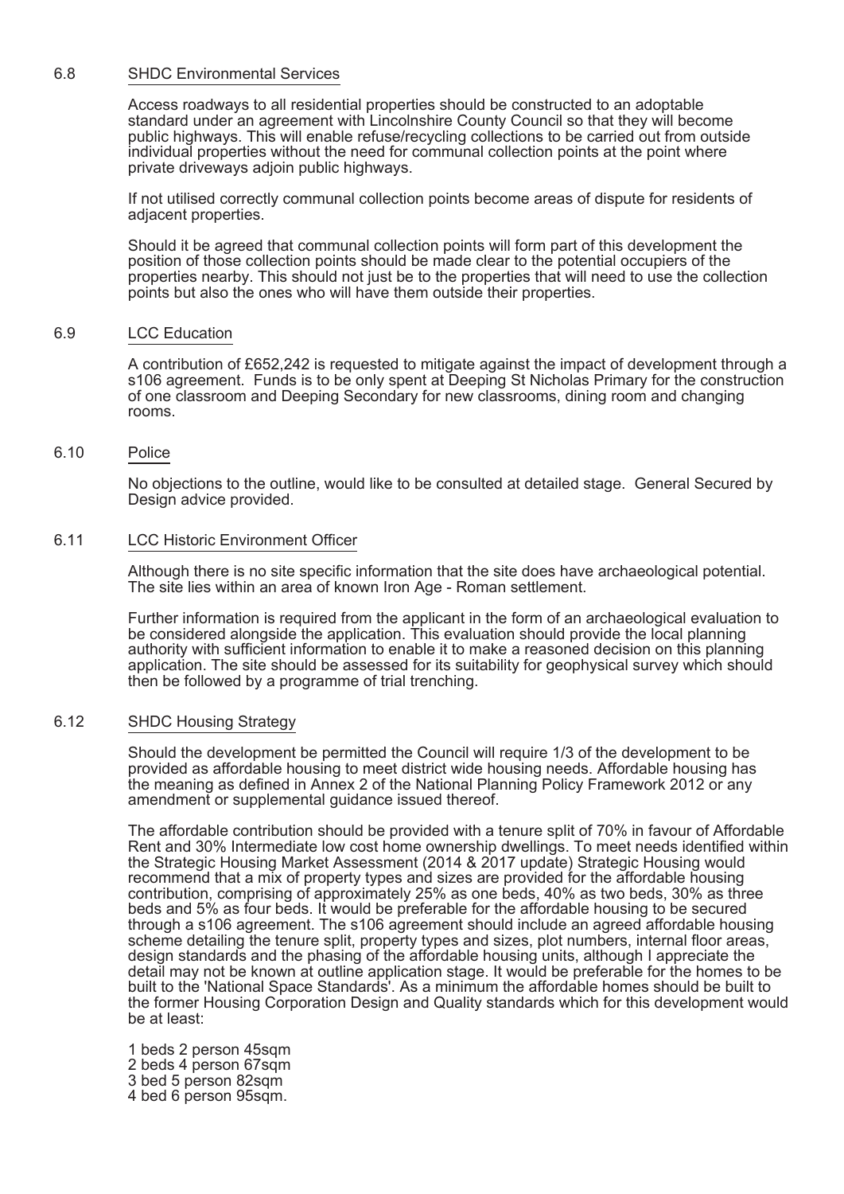### 6.8 SHDC Environmental Services

Access roadways to all residential properties should be constructed to an adoptable standard under an agreement with Lincolnshire County Council so that they will become public highways. This will enable refuse/recycling collections to be carried out from outside individual properties without the need for communal collection points at the point where private driveways adjoin public highways.

If not utilised correctly communal collection points become areas of dispute for residents of adjacent properties.

Should it be agreed that communal collection points will form part of this development the position of those collection points should be made clear to the potential occupiers of the properties nearby. This should not just be to the properties that will need to use the collection points but also the ones who will have them outside their properties.

### 6.9 LCC Education

A contribution of £652,242 is requested to mitigate against the impact of development through a s106 agreement. Funds is to be only spent at Deeping St Nicholas Primary for the construction of one classroom and Deeping Secondary for new classrooms, dining room and changing rooms.

### 6.10 Police

No objections to the outline, would like to be consulted at detailed stage. General Secured by Design advice provided.

### 6.11 LCC Historic Environment Officer

Although there is no site specific information that the site does have archaeological potential. The site lies within an area of known Iron Age - Roman settlement.

Further information is required from the applicant in the form of an archaeological evaluation to be considered alongside the application. This evaluation should provide the local planning authority with sufficient information to enable it to make a reasoned decision on this planning application. The site should be assessed for its suitability for geophysical survey which should then be followed by a programme of trial trenching.

### 6.12 SHDC Housing Strategy

Should the development be permitted the Council will require 1/3 of the development to be provided as affordable housing to meet district wide housing needs. Affordable housing has the meaning as defined in Annex 2 of the National Planning Policy Framework 2012 or any amendment or supplemental guidance issued thereof.

The affordable contribution should be provided with a tenure split of 70% in favour of Affordable Rent and 30% Intermediate low cost home ownership dwellings. To meet needs identified within the Strategic Housing Market Assessment (2014 & 2017 update) Strategic Housing would recommend that a mix of property types and sizes are provided for the affordable housing contribution, comprising of approximately 25% as one beds, 40% as two beds, 30% as three beds and 5% as four beds. It would be preferable for the affordable housing to be secured through a s106 agreement. The s106 agreement should include an agreed affordable housing scheme detailing the tenure split, property types and sizes, plot numbers, internal floor areas, design standards and the phasing of the affordable housing units, although I appreciate the detail may not be known at outline application stage. It would be preferable for the homes to be built to the 'National Space Standards'. As a minimum the affordable homes should be built to the former Housing Corporation Design and Quality standards which for this development would be at least:

1 beds 2 person 45sqm  
2 beds 4 person 67sqm  
3 bed 5 person 82sqm  
4 bed 6 person 95sqm.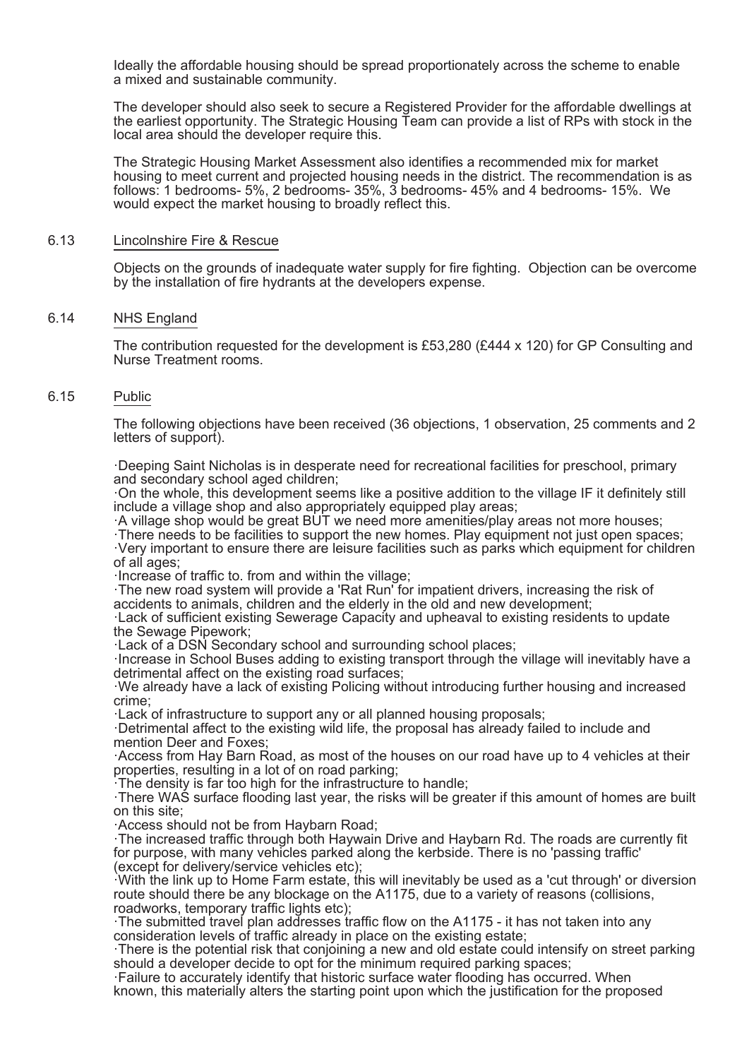Ideally the affordable housing should be spread proportionately across the scheme to enable a mixed and sustainable community.

The developer should also seek to secure a Registered Provider for the affordable dwellings at the earliest opportunity. The Strategic Housing Team can provide a list of RPs with stock in the local area should the developer require this.

The Strategic Housing Market Assessment also identifies a recommended mix for market housing to meet current and projected housing needs in the district. The recommendation is as follows: 1 bedrooms- 5%, 2 bedrooms- 35%, 3 bedrooms- 45% and 4 bedrooms- 15%. We would expect the market housing to broadly reflect this.

6.13 Lincolnshire Fire & Rescue

Objects on the grounds of inadequate water supply for fire fighting. Objection can be overcome by the installation of fire hydrants at the developers expense.

6.14 NHS England

The contribution requested for the development is £53,280 (£444 x 120) for GP Consulting and Nurse Treatment rooms.

6.15 Public

The following objections have been received (36 objections, 1 observation, 25 comments and 2 letters of support).

·Deeping Saint Nicholas is in desperate need for recreational facilities for preschool, primary and secondary school aged children;
·On the whole, this development seems like a positive addition to the village IF it definitely still include a village shop and also appropriately equipped play areas;
·A village shop would be great BUT we need more amenities/play areas not more houses;
·There needs to be facilities to support the new homes. Play equipment not just open spaces;
·Very important to ensure there are leisure facilities such as parks which equipment for children of all ages;
·Increase of traffic to. from and within the village;
·The new road system will provide a 'Rat Run' for impatient drivers, increasing the risk of accidents to animals, children and the elderly in the old and new development;
·Lack of sufficient existing Sewerage Capacity and upheaval to existing residents to update the Sewage Pipework;
·Lack of a DSN Secondary school and surrounding school places;
·Increase in School Buses adding to existing transport through the village will inevitably have a detrimental affect on the existing road surfaces;
·We already have a lack of existing Policing without introducing further housing and increased crime;
·Lack of infrastructure to support any or all planned housing proposals;
·Detrimental affect to the existing wild life, the proposal has already failed to include and mention Deer and Foxes;
·Access from Hay Barn Road, as most of the houses on our road have up to 4 vehicles at their properties, resulting in a lot of on road parking;
·The density is far too high for the infrastructure to handle;
·There WAS surface flooding last year, the risks will be greater if this amount of homes are built on this site;
·Access should not be from Haybarn Road;
·The increased traffic through both Haywain Drive and Haybarn Rd. The roads are currently fit for purpose, with many vehicles parked along the kerbside. There is no 'passing traffic' (except for delivery/service vehicles etc);
·With the link up to Home Farm estate, this will inevitably be used as a 'cut through' or diversion route should there be any blockage on the A1175, due to a variety of reasons (collisions, roadworks, temporary traffic lights etc);
·The submitted travel plan addresses traffic flow on the A1175 - it has not taken into any consideration levels of traffic already in place on the existing estate;
·There is the potential risk that conjoining a new and old estate could intensify on street parking should a developer decide to opt for the minimum required parking spaces;
·Failure to accurately identify that historic surface water flooding has occurred. When known, this materially alters the starting point upon which the justification for the proposed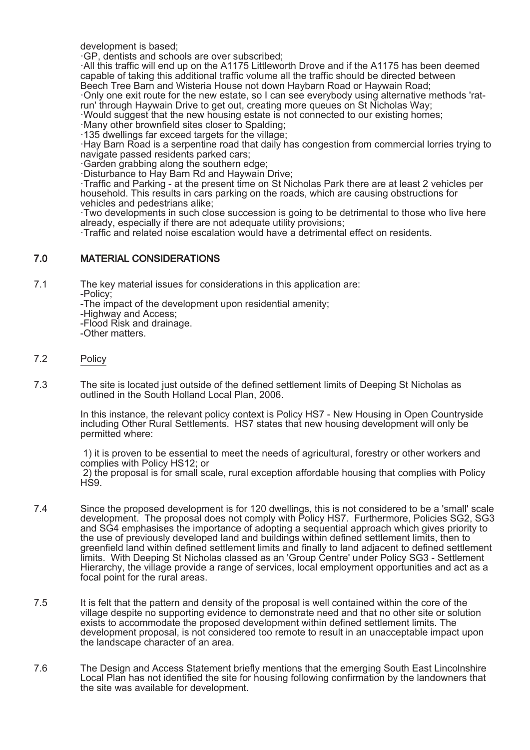development is based;

·GP, dentists and schools are over subscribed;

·All this traffic will end up on the A1175 Littleworth Drove and if the A1175 has been deemed capable of taking this additional traffic volume all the traffic should be directed between Beech Tree Barn and Wisteria House not down Haybarn Road or Haywain Road;

·Only one exit route for the new estate, so I can see everybody using alternative methods 'rat-run' through Haywain Drive to get out, creating more queues on St Nicholas Way;

·Would suggest that the new housing estate is not connected to our existing homes;

·Many other brownfield sites closer to Spalding;

·135 dwellings far exceed targets for the village;

·Hay Barn Road is a serpentine road that daily has congestion from commercial lorries trying to navigate passed residents parked cars;

·Garden grabbing along the southern edge;

·Disturbance to Hay Barn Rd and Haywain Drive;

·Traffic and Parking - at the present time on St Nicholas Park there are at least 2 vehicles per household. This results in cars parking on the roads, which are causing obstructions for vehicles and pedestrians alike;

·Two developments in such close succession is going to be detrimental to those who live here already, especially if there are not adequate utility provisions;

·Traffic and related noise escalation would have a detrimental effect on residents.

## 7.0 MATERIAL CONSIDERATIONS

7.1 The key material issues for considerations in this application are:
-Policy;
-The impact of the development upon residential amenity;
-Highway and Access;
-Flood Risk and drainage.
-Other matters.

7.2 Policy

7.3 The site is located just outside of the defined settlement limits of Deeping St Nicholas as outlined in the South Holland Local Plan, 2006.

In this instance, the relevant policy context is Policy HS7 - New Housing in Open Countryside including Other Rural Settlements. HS7 states that new housing development will only be permitted where:

1) it is proven to be essential to meet the needs of agricultural, forestry or other workers and complies with Policy HS12; or
2) the proposal is for small scale, rural exception affordable housing that complies with Policy HS9.

7.4 Since the proposed development is for 120 dwellings, this is not considered to be a 'small' scale development. The proposal does not comply with Policy HS7. Furthermore, Policies SG2, SG3 and SG4 emphasises the importance of adopting a sequential approach which gives priority to the use of previously developed land and buildings within defined settlement limits, then to greenfield land within defined settlement limits and finally to land adjacent to defined settlement limits. With Deeping St Nicholas classed as an 'Group Centre' under Policy SG3 - Settlement Hierarchy, the village provide a range of services, local employment opportunities and act as a focal point for the rural areas.

7.5 It is felt that the pattern and density of the proposal is well contained within the core of the village despite no supporting evidence to demonstrate need and that no other site or solution exists to accommodate the proposed development within defined settlement limits. The development proposal, is not considered too remote to result in an unacceptable impact upon the landscape character of an area.

7.6 The Design and Access Statement briefly mentions that the emerging South East Lincolnshire Local Plan has not identified the site for housing following confirmation by the landowners that the site was available for development.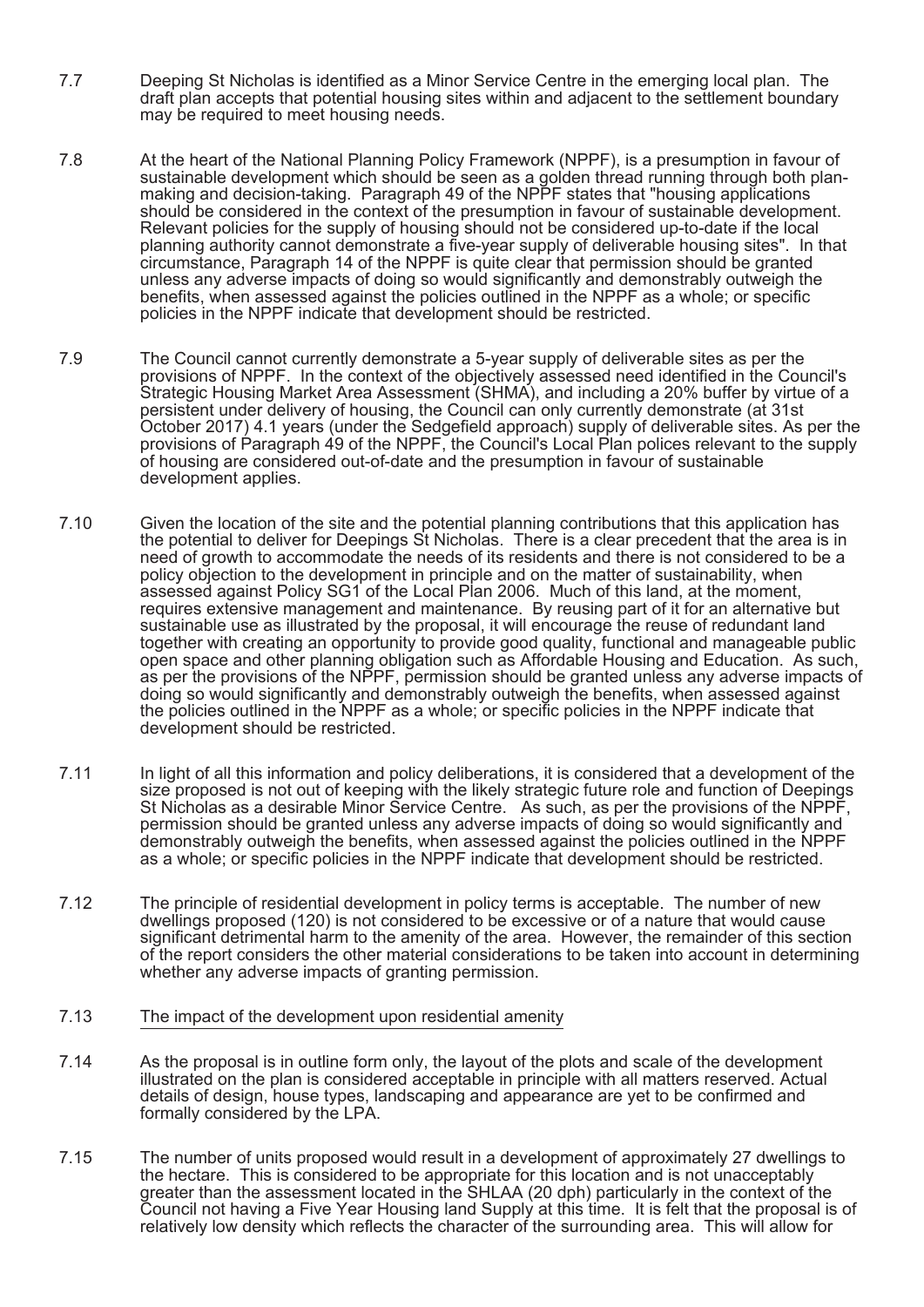7.7 Deeping St Nicholas is identified as a Minor Service Centre in the emerging local plan. The draft plan accepts that potential housing sites within and adjacent to the settlement boundary may be required to meet housing needs.

7.8 At the heart of the National Planning Policy Framework (NPPF), is a presumption in favour of sustainable development which should be seen as a golden thread running through both plan-making and decision-taking. Paragraph 49 of the NPPF states that "housing applications should be considered in the context of the presumption in favour of sustainable development. Relevant policies for the supply of housing should not be considered up-to-date if the local planning authority cannot demonstrate a five-year supply of deliverable housing sites". In that circumstance, Paragraph 14 of the NPPF is quite clear that permission should be granted unless any adverse impacts of doing so would significantly and demonstrably outweigh the benefits, when assessed against the policies outlined in the NPPF as a whole; or specific policies in the NPPF indicate that development should be restricted.

7.9 The Council cannot currently demonstrate a 5-year supply of deliverable sites as per the provisions of NPPF. In the context of the objectively assessed need identified in the Council's Strategic Housing Market Area Assessment (SHMA), and including a 20% buffer by virtue of a persistent under delivery of housing, the Council can only currently demonstrate (at 31st October 2017) 4.1 years (under the Sedgefield approach) supply of deliverable sites. As per the provisions of Paragraph 49 of the NPPF, the Council's Local Plan polices relevant to the supply of housing are considered out-of-date and the presumption in favour of sustainable development applies.

7.10 Given the location of the site and the potential planning contributions that this application has the potential to deliver for Deepings St Nicholas. There is a clear precedent that the area is in need of growth to accommodate the needs of its residents and there is not considered to be a policy objection to the development in principle and on the matter of sustainability, when assessed against Policy SG1 of the Local Plan 2006. Much of this land, at the moment, requires extensive management and maintenance. By reusing part of it for an alternative but sustainable use as illustrated by the proposal, it will encourage the reuse of redundant land together with creating an opportunity to provide good quality, functional and manageable public open space and other planning obligation such as Affordable Housing and Education. As such, as per the provisions of the NPPF, permission should be granted unless any adverse impacts of doing so would significantly and demonstrably outweigh the benefits, when assessed against the policies outlined in the NPPF as a whole; or specific policies in the NPPF indicate that development should be restricted.

7.11 In light of all this information and policy deliberations, it is considered that a development of the size proposed is not out of keeping with the likely strategic future role and function of Deepings St Nicholas as a desirable Minor Service Centre. As such, as per the provisions of the NPPF, permission should be granted unless any adverse impacts of doing so would significantly and demonstrably outweigh the benefits, when assessed against the policies outlined in the NPPF as a whole; or specific policies in the NPPF indicate that development should be restricted.

7.12 The principle of residential development in policy terms is acceptable. The number of new dwellings proposed (120) is not considered to be excessive or of a nature that would cause significant detrimental harm to the amenity of the area. However, the remainder of this section of the report considers the other material considerations to be taken into account in determining whether any adverse impacts of granting permission.

7.13 The impact of the development upon residential amenity

7.14 As the proposal is in outline form only, the layout of the plots and scale of the development illustrated on the plan is considered acceptable in principle with all matters reserved. Actual details of design, house types, landscaping and appearance are yet to be confirmed and formally considered by the LPA.

7.15 The number of units proposed would result in a development of approximately 27 dwellings to the hectare. This is considered to be appropriate for this location and is not unacceptably greater than the assessment located in the SHLAA (20 dph) particularly in the context of the Council not having a Five Year Housing land Supply at this time. It is felt that the proposal is of relatively low density which reflects the character of the surrounding area. This will allow for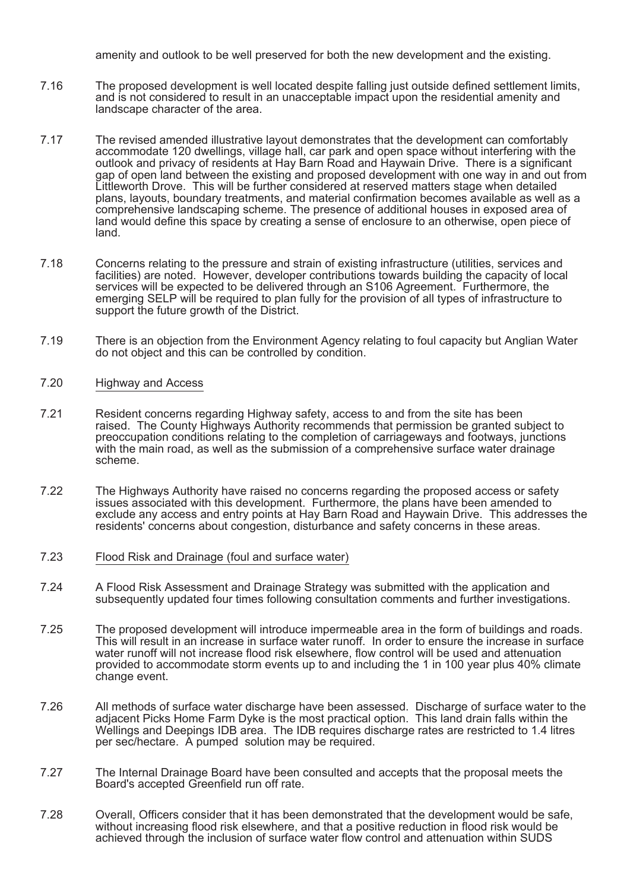amenity and outlook to be well preserved for both the new development and the existing.

7.16 The proposed development is well located despite falling just outside defined settlement limits, and is not considered to result in an unacceptable impact upon the residential amenity and landscape character of the area.

7.17 The revised amended illustrative layout demonstrates that the development can comfortably accommodate 120 dwellings, village hall, car park and open space without interfering with the outlook and privacy of residents at Hay Barn Road and Haywain Drive. There is a significant gap of open land between the existing and proposed development with one way in and out from Littleworth Drove. This will be further considered at reserved matters stage when detailed plans, layouts, boundary treatments, and material confirmation becomes available as well as a comprehensive landscaping scheme. The presence of additional houses in exposed area of land would define this space by creating a sense of enclosure to an otherwise, open piece of land.

7.18 Concerns relating to the pressure and strain of existing infrastructure (utilities, services and facilities) are noted. However, developer contributions towards building the capacity of local services will be expected to be delivered through an S106 Agreement. Furthermore, the emerging SELP will be required to plan fully for the provision of all types of infrastructure to support the future growth of the District.

7.19 There is an objection from the Environment Agency relating to foul capacity but Anglian Water do not object and this can be controlled by condition.

7.20 Highway and Access

7.21 Resident concerns regarding Highway safety, access to and from the site has been raised. The County Highways Authority recommends that permission be granted subject to preoccupation conditions relating to the completion of carriageways and footways, junctions with the main road, as well as the submission of a comprehensive surface water drainage scheme.

7.22 The Highways Authority have raised no concerns regarding the proposed access or safety issues associated with this development. Furthermore, the plans have been amended to exclude any access and entry points at Hay Barn Road and Haywain Drive. This addresses the residents' concerns about congestion, disturbance and safety concerns in these areas.

7.23 Flood Risk and Drainage (foul and surface water)

7.24 A Flood Risk Assessment and Drainage Strategy was submitted with the application and subsequently updated four times following consultation comments and further investigations.

7.25 The proposed development will introduce impermeable area in the form of buildings and roads. This will result in an increase in surface water runoff. In order to ensure the increase in surface water runoff will not increase flood risk elsewhere, flow control will be used and attenuation provided to accommodate storm events up to and including the 1 in 100 year plus 40% climate change event.

7.26 All methods of surface water discharge have been assessed. Discharge of surface water to the adjacent Picks Home Farm Dyke is the most practical option. This land drain falls within the Wellings and Deepings IDB area. The IDB requires discharge rates are restricted to 1.4 litres per sec/hectare. A pumped solution may be required.

7.27 The Internal Drainage Board have been consulted and accepts that the proposal meets the Board's accepted Greenfield run off rate.

7.28 Overall, Officers consider that it has been demonstrated that the development would be safe, without increasing flood risk elsewhere, and that a positive reduction in flood risk would be achieved through the inclusion of surface water flow control and attenuation within SUDS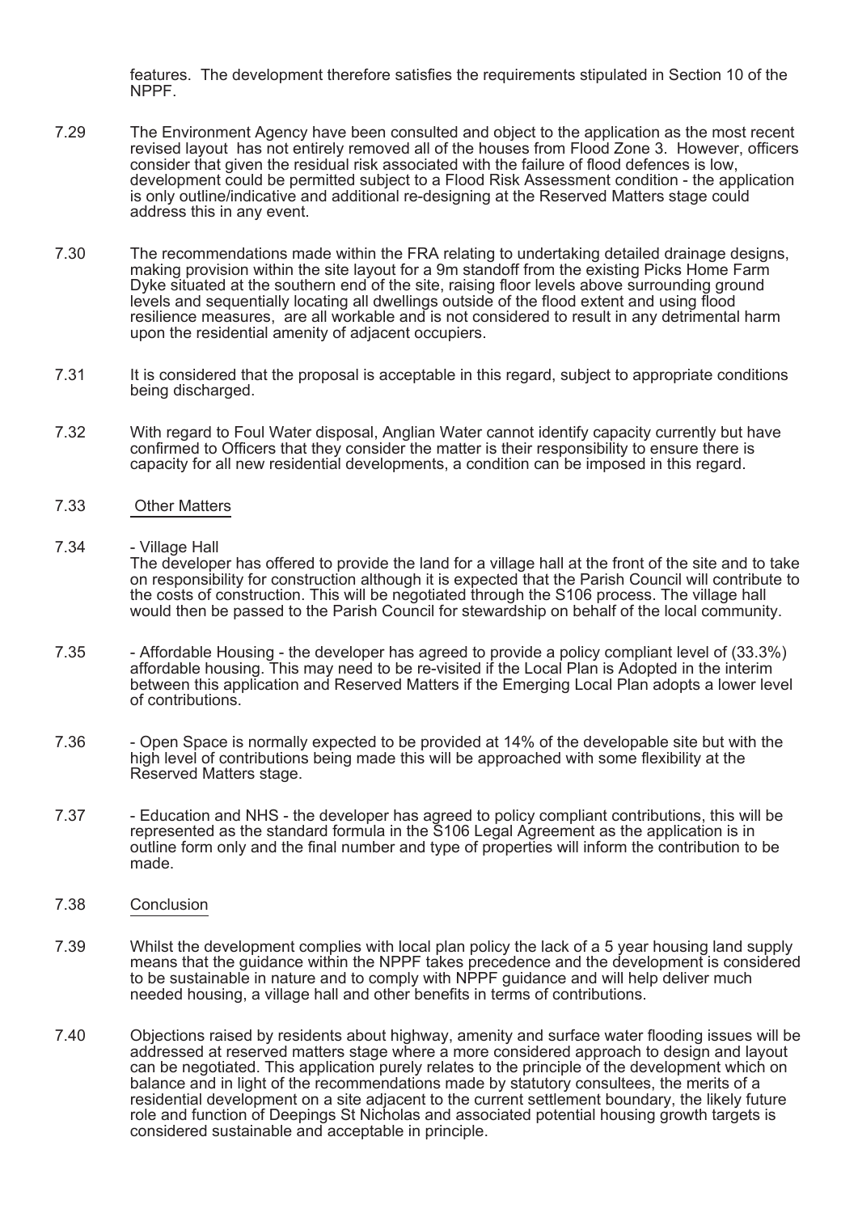features. The development therefore satisfies the requirements stipulated in Section 10 of the NPPF.

7.29 The Environment Agency have been consulted and object to the application as the most recent revised layout has not entirely removed all of the houses from Flood Zone 3. However, officers consider that given the residual risk associated with the failure of flood defences is low, development could be permitted subject to a Flood Risk Assessment condition - the application is only outline/indicative and additional re-designing at the Reserved Matters stage could address this in any event.

7.30 The recommendations made within the FRA relating to undertaking detailed drainage designs, making provision within the site layout for a 9m standoff from the existing Picks Home Farm Dyke situated at the southern end of the site, raising floor levels above surrounding ground levels and sequentially locating all dwellings outside of the flood extent and using flood resilience measures, are all workable and is not considered to result in any detrimental harm upon the residential amenity of adjacent occupiers.

7.31 It is considered that the proposal is acceptable in this regard, subject to appropriate conditions being discharged.

7.32 With regard to Foul Water disposal, Anglian Water cannot identify capacity currently but have confirmed to Officers that they consider the matter is their responsibility to ensure there is capacity for all new residential developments, a condition can be imposed in this regard.

7.33 Other Matters

7.34 - Village Hall
The developer has offered to provide the land for a village hall at the front of the site and to take on responsibility for construction although it is expected that the Parish Council will contribute to the costs of construction. This will be negotiated through the S106 process. The village hall would then be passed to the Parish Council for stewardship on behalf of the local community.

7.35 - Affordable Housing - the developer has agreed to provide a policy compliant level of (33.3%) affordable housing. This may need to be re-visited if the Local Plan is Adopted in the interim between this application and Reserved Matters if the Emerging Local Plan adopts a lower level of contributions.

7.36 - Open Space is normally expected to be provided at 14% of the developable site but with the high level of contributions being made this will be approached with some flexibility at the Reserved Matters stage.

7.37 - Education and NHS - the developer has agreed to policy compliant contributions, this will be represented as the standard formula in the S106 Legal Agreement as the application is in outline form only and the final number and type of properties will inform the contribution to be made.

7.38 Conclusion

7.39 Whilst the development complies with local plan policy the lack of a 5 year housing land supply means that the guidance within the NPPF takes precedence and the development is considered to be sustainable in nature and to comply with NPPF guidance and will help deliver much needed housing, a village hall and other benefits in terms of contributions.

7.40 Objections raised by residents about highway, amenity and surface water flooding issues will be addressed at reserved matters stage where a more considered approach to design and layout can be negotiated. This application purely relates to the principle of the development which on balance and in light of the recommendations made by statutory consultees, the merits of a residential development on a site adjacent to the current settlement boundary, the likely future role and function of Deepings St Nicholas and associated potential housing growth targets is considered sustainable and acceptable in principle.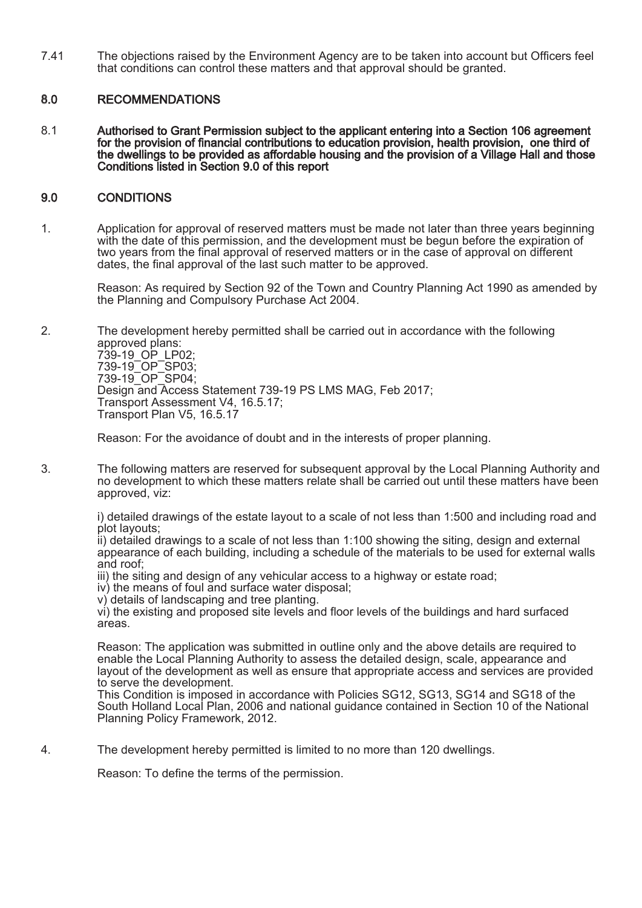7.41 The objections raised by the Environment Agency are to be taken into account but Officers feel that conditions can control these matters and that approval should be granted.

## 8.0 RECOMMENDATIONS

8.1 **Authorised to Grant Permission subject to the applicant entering into a Section 106 agreement for the provision of financial contributions to education provision, health provision, one third of the dwellings to be provided as affordable housing and the provision of a Village Hall and those Conditions listed in Section 9.0 of this report**

## 9.0 CONDITIONS

1. Application for approval of reserved matters must be made not later than three years beginning with the date of this permission, and the development must be begun before the expiration of two years from the final approval of reserved matters or in the case of approval on different dates, the final approval of the last such matter to be approved.

   Reason: As required by Section 92 of the Town and Country Planning Act 1990 as amended by the Planning and Compulsory Purchase Act 2004.

2. The development hereby permitted shall be carried out in accordance with the following approved plans:
   739-19_OP_LP02;
   739-19_OP_SP03;
   739-19_OP_SP04;
   Design and Access Statement 739-19 PS LMS MAG, Feb 2017;
   Transport Assessment V4, 16.5.17;
   Transport Plan V5, 16.5.17

   Reason: For the avoidance of doubt and in the interests of proper planning.

3. The following matters are reserved for subsequent approval by the Local Planning Authority and no development to which these matters relate shall be carried out until these matters have been approved, viz:

   i) detailed drawings of the estate layout to a scale of not less than 1:500 and including road and plot layouts;
   ii) detailed drawings to a scale of not less than 1:100 showing the siting, design and external appearance of each building, including a schedule of the materials to be used for external walls and roof;
   iii) the siting and design of any vehicular access to a highway or estate road;
   iv) the means of foul and surface water disposal;
   v) details of landscaping and tree planting.
   vi) the existing and proposed site levels and floor levels of the buildings and hard surfaced areas.

   Reason: The application was submitted in outline only and the above details are required to enable the Local Planning Authority to assess the detailed design, scale, appearance and layout of the development as well as ensure that appropriate access and services are provided to serve the development.
   This Condition is imposed in accordance with Policies SG12, SG13, SG14 and SG18 of the South Holland Local Plan, 2006 and national guidance contained in Section 10 of the National Planning Policy Framework, 2012.

4. The development hereby permitted is limited to no more than 120 dwellings.

   Reason: To define the terms of the permission.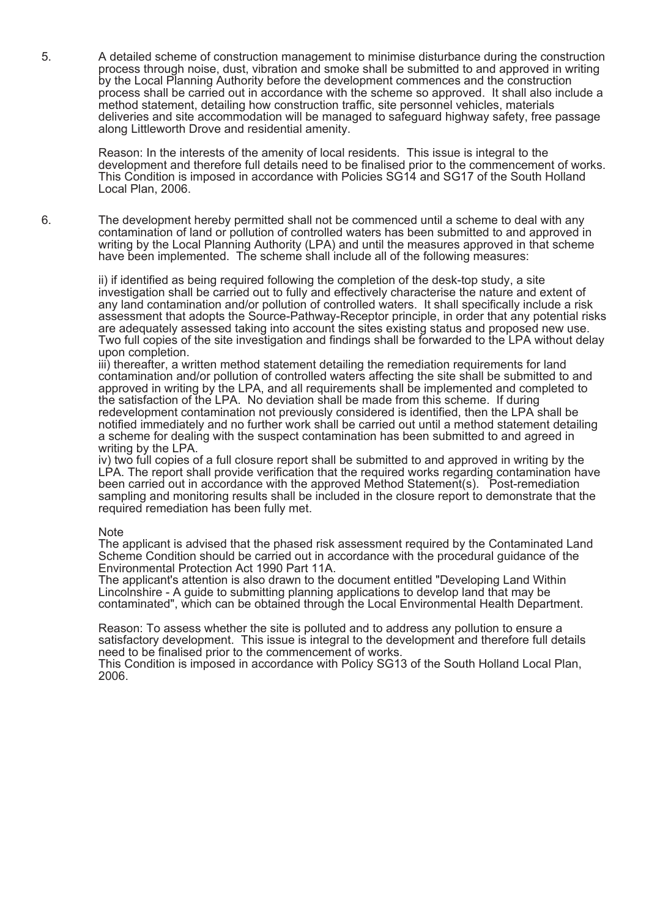5. A detailed scheme of construction management to minimise disturbance during the construction process through noise, dust, vibration and smoke shall be submitted to and approved in writing by the Local Planning Authority before the development commences and the construction process shall be carried out in accordance with the scheme so approved. It shall also include a method statement, detailing how construction traffic, site personnel vehicles, materials deliveries and site accommodation will be managed to safeguard highway safety, free passage along Littleworth Drove and residential amenity.

   Reason: In the interests of the amenity of local residents. This issue is integral to the development and therefore full details need to be finalised prior to the commencement of works. This Condition is imposed in accordance with Policies SG14 and SG17 of the South Holland Local Plan, 2006.

6. The development hereby permitted shall not be commenced until a scheme to deal with any contamination of land or pollution of controlled waters has been submitted to and approved in writing by the Local Planning Authority (LPA) and until the measures approved in that scheme have been implemented. The scheme shall include all of the following measures:

   ii) if identified as being required following the completion of the desk-top study, a site investigation shall be carried out to fully and effectively characterise the nature and extent of any land contamination and/or pollution of controlled waters. It shall specifically include a risk assessment that adopts the Source-Pathway-Receptor principle, in order that any potential risks are adequately assessed taking into account the sites existing status and proposed new use. Two full copies of the site investigation and findings shall be forwarded to the LPA without delay upon completion.
   iii) thereafter, a written method statement detailing the remediation requirements for land contamination and/or pollution of controlled waters affecting the site shall be submitted to and approved in writing by the LPA, and all requirements shall be implemented and completed to the satisfaction of the LPA. No deviation shall be made from this scheme. If during redevelopment contamination not previously considered is identified, then the LPA shall be notified immediately and no further work shall be carried out until a method statement detailing a scheme for dealing with the suspect contamination has been submitted to and agreed in writing by the LPA.
   iv) two full copies of a full closure report shall be submitted to and approved in writing by the LPA. The report shall provide verification that the required works regarding contamination have been carried out in accordance with the approved Method Statement(s). Post-remediation sampling and monitoring results shall be included in the closure report to demonstrate that the required remediation has been fully met.

   Note
   The applicant is advised that the phased risk assessment required by the Contaminated Land Scheme Condition should be carried out in accordance with the procedural guidance of the Environmental Protection Act 1990 Part 11A.
   The applicant's attention is also drawn to the document entitled "Developing Land Within Lincolnshire - A guide to submitting planning applications to develop land that may be contaminated", which can be obtained through the Local Environmental Health Department.

   Reason: To assess whether the site is polluted and to address any pollution to ensure a satisfactory development. This issue is integral to the development and therefore full details need to be finalised prior to the commencement of works.
   This Condition is imposed in accordance with Policy SG13 of the South Holland Local Plan, 2006.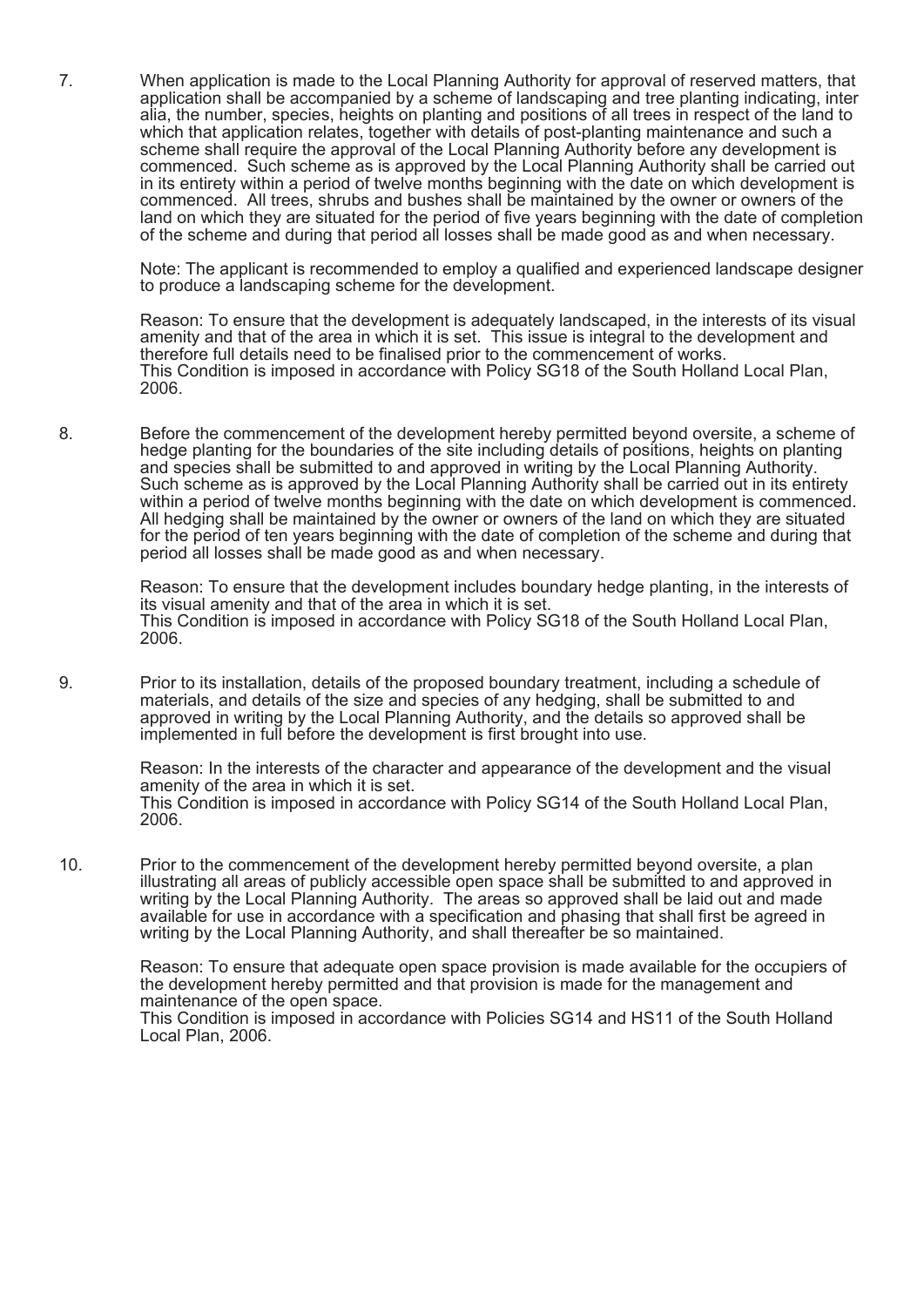7. When application is made to the Local Planning Authority for approval of reserved matters, that application shall be accompanied by a scheme of landscaping and tree planting indicating, inter alia, the number, species, heights on planting and positions of all trees in respect of the land to which that application relates, together with details of post-planting maintenance and such a scheme shall require the approval of the Local Planning Authority before any development is commenced. Such scheme as is approved by the Local Planning Authority shall be carried out in its entirety within a period of twelve months beginning with the date on which development is commenced. All trees, shrubs and bushes shall be maintained by the owner or owners of the land on which they are situated for the period of five years beginning with the date of completion of the scheme and during that period all losses shall be made good as and when necessary.

   Note: The applicant is recommended to employ a qualified and experienced landscape designer to produce a landscaping scheme for the development.

   Reason: To ensure that the development is adequately landscaped, in the interests of its visual amenity and that of the area in which it is set. This issue is integral to the development and therefore full details need to be finalised prior to the commencement of works.
   This Condition is imposed in accordance with Policy SG18 of the South Holland Local Plan, 2006.

8. Before the commencement of the development hereby permitted beyond oversite, a scheme of hedge planting for the boundaries of the site including details of positions, heights on planting and species shall be submitted to and approved in writing by the Local Planning Authority. Such scheme as is approved by the Local Planning Authority shall be carried out in its entirety within a period of twelve months beginning with the date on which development is commenced. All hedging shall be maintained by the owner or owners of the land on which they are situated for the period of ten years beginning with the date of completion of the scheme and during that period all losses shall be made good as and when necessary.

   Reason: To ensure that the development includes boundary hedge planting, in the interests of its visual amenity and that of the area in which it is set.
   This Condition is imposed in accordance with Policy SG18 of the South Holland Local Plan, 2006.

9. Prior to its installation, details of the proposed boundary treatment, including a schedule of materials, and details of the size and species of any hedging, shall be submitted to and approved in writing by the Local Planning Authority, and the details so approved shall be implemented in full before the development is first brought into use.

   Reason: In the interests of the character and appearance of the development and the visual amenity of the area in which it is set.
   This Condition is imposed in accordance with Policy SG14 of the South Holland Local Plan, 2006.

10. Prior to the commencement of the development hereby permitted beyond oversite, a plan illustrating all areas of publicly accessible open space shall be submitted to and approved in writing by the Local Planning Authority. The areas so approved shall be laid out and made available for use in accordance with a specification and phasing that shall first be agreed in writing by the Local Planning Authority, and shall thereafter be so maintained.

    Reason: To ensure that adequate open space provision is made available for the occupiers of the development hereby permitted and that provision is made for the management and maintenance of the open space.
    This Condition is imposed in accordance with Policies SG14 and HS11 of the South Holland Local Plan, 2006.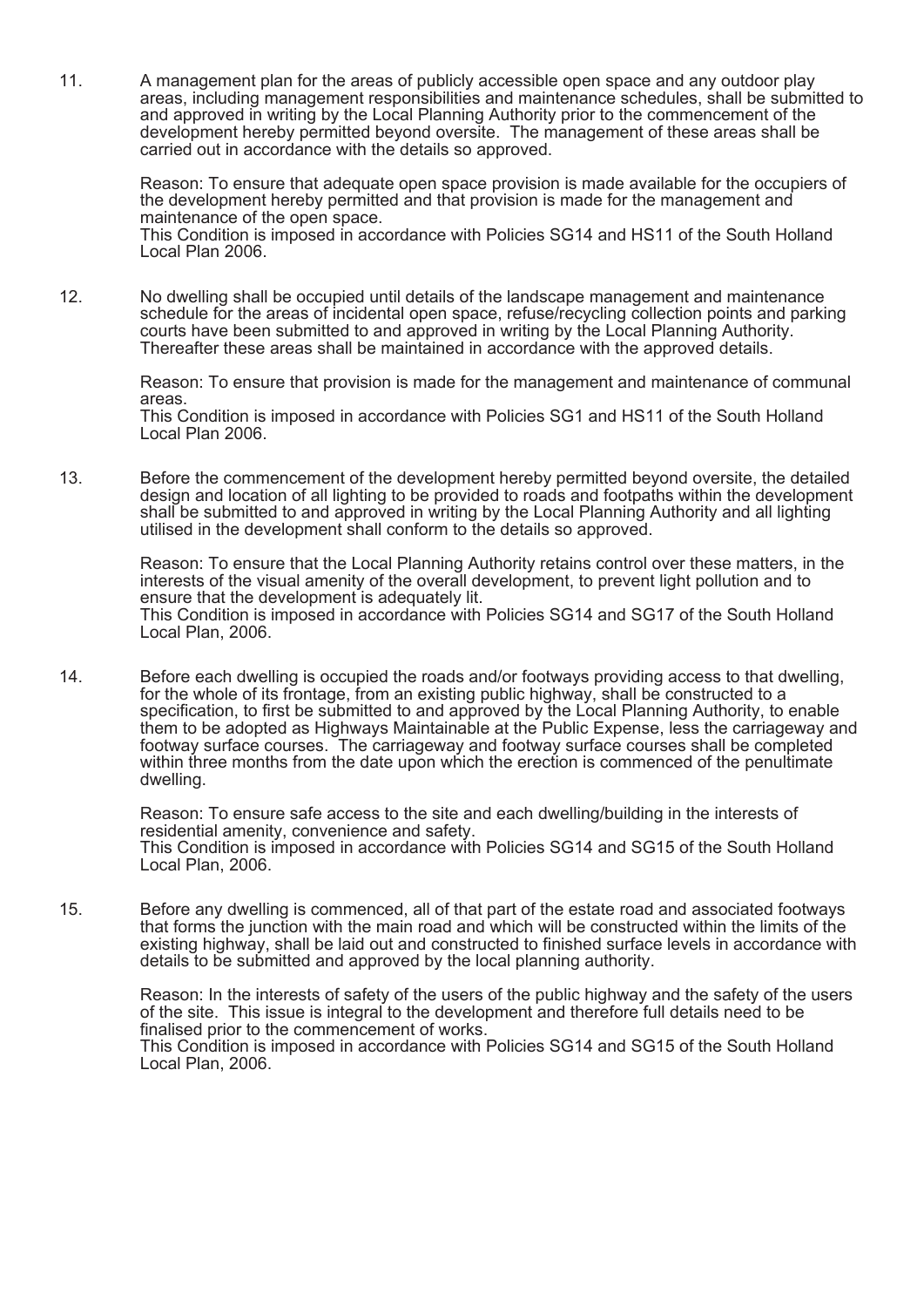11. A management plan for the areas of publicly accessible open space and any outdoor play areas, including management responsibilities and maintenance schedules, shall be submitted to and approved in writing by the Local Planning Authority prior to the commencement of the development hereby permitted beyond oversite. The management of these areas shall be carried out in accordance with the details so approved.

    Reason: To ensure that adequate open space provision is made available for the occupiers of the development hereby permitted and that provision is made for the management and maintenance of the open space.
    This Condition is imposed in accordance with Policies SG14 and HS11 of the South Holland Local Plan 2006.

12. No dwelling shall be occupied until details of the landscape management and maintenance schedule for the areas of incidental open space, refuse/recycling collection points and parking courts have been submitted to and approved in writing by the Local Planning Authority. Thereafter these areas shall be maintained in accordance with the approved details.

    Reason: To ensure that provision is made for the management and maintenance of communal areas.
    This Condition is imposed in accordance with Policies SG1 and HS11 of the South Holland Local Plan 2006.

13. Before the commencement of the development hereby permitted beyond oversite, the detailed design and location of all lighting to be provided to roads and footpaths within the development shall be submitted to and approved in writing by the Local Planning Authority and all lighting utilised in the development shall conform to the details so approved.

    Reason: To ensure that the Local Planning Authority retains control over these matters, in the interests of the visual amenity of the overall development, to prevent light pollution and to ensure that the development is adequately lit.
    This Condition is imposed in accordance with Policies SG14 and SG17 of the South Holland Local Plan, 2006.

14. Before each dwelling is occupied the roads and/or footways providing access to that dwelling, for the whole of its frontage, from an existing public highway, shall be constructed to a specification, to first be submitted to and approved by the Local Planning Authority, to enable them to be adopted as Highways Maintainable at the Public Expense, less the carriageway and footway surface courses. The carriageway and footway surface courses shall be completed within three months from the date upon which the erection is commenced of the penultimate dwelling.

    Reason: To ensure safe access to the site and each dwelling/building in the interests of residential amenity, convenience and safety.
    This Condition is imposed in accordance with Policies SG14 and SG15 of the South Holland Local Plan, 2006.

15. Before any dwelling is commenced, all of that part of the estate road and associated footways that forms the junction with the main road and which will be constructed within the limits of the existing highway, shall be laid out and constructed to finished surface levels in accordance with details to be submitted and approved by the local planning authority.

    Reason: In the interests of safety of the users of the public highway and the safety of the users of the site. This issue is integral to the development and therefore full details need to be finalised prior to the commencement of works.
    This Condition is imposed in accordance with Policies SG14 and SG15 of the South Holland Local Plan, 2006.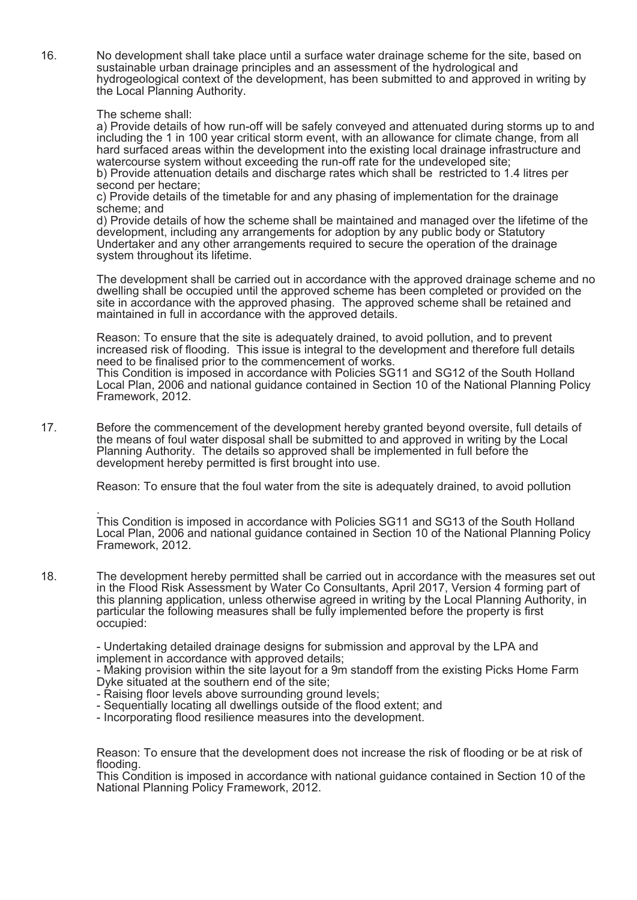16. No development shall take place until a surface water drainage scheme for the site, based on sustainable urban drainage principles and an assessment of the hydrological and hydrogeological context of the development, has been submitted to and approved in writing by the Local Planning Authority.

    The scheme shall:
    a) Provide details of how run-off will be safely conveyed and attenuated during storms up to and including the 1 in 100 year critical storm event, with an allowance for climate change, from all hard surfaced areas within the development into the existing local drainage infrastructure and watercourse system without exceeding the run-off rate for the undeveloped site;
    b) Provide attenuation details and discharge rates which shall be restricted to 1.4 litres per second per hectare;
    c) Provide details of the timetable for and any phasing of implementation for the drainage scheme; and
    d) Provide details of how the scheme shall be maintained and managed over the lifetime of the development, including any arrangements for adoption by any public body or Statutory Undertaker and any other arrangements required to secure the operation of the drainage system throughout its lifetime.

    The development shall be carried out in accordance with the approved drainage scheme and no dwelling shall be occupied until the approved scheme has been completed or provided on the site in accordance with the approved phasing. The approved scheme shall be retained and maintained in full in accordance with the approved details.

    Reason: To ensure that the site is adequately drained, to avoid pollution, and to prevent increased risk of flooding. This issue is integral to the development and therefore full details need to be finalised prior to the commencement of works.
    This Condition is imposed in accordance with Policies SG11 and SG12 of the South Holland Local Plan, 2006 and national guidance contained in Section 10 of the National Planning Policy Framework, 2012.

17. Before the commencement of the development hereby granted beyond oversite, full details of the means of foul water disposal shall be submitted to and approved in writing by the Local Planning Authority. The details so approved shall be implemented in full before the development hereby permitted is first brought into use.

    Reason: To ensure that the foul water from the site is adequately drained, to avoid pollution

    .
    This Condition is imposed in accordance with Policies SG11 and SG13 of the South Holland Local Plan, 2006 and national guidance contained in Section 10 of the National Planning Policy Framework, 2012.

18. The development hereby permitted shall be carried out in accordance with the measures set out in the Flood Risk Assessment by Water Co Consultants, April 2017, Version 4 forming part of this planning application, unless otherwise agreed in writing by the Local Planning Authority, in particular the following measures shall be fully implemented before the property is first occupied:

    - Undertaking detailed drainage designs for submission and approval by the LPA and implement in accordance with approved details;
    - Making provision within the site layout for a 9m standoff from the existing Picks Home Farm Dyke situated at the southern end of the site;
    - Raising floor levels above surrounding ground levels;
    - Sequentially locating all dwellings outside of the flood extent; and
    - Incorporating flood resilience measures into the development.

    Reason: To ensure that the development does not increase the risk of flooding or be at risk of flooding.
    This Condition is imposed in accordance with national guidance contained in Section 10 of the National Planning Policy Framework, 2012.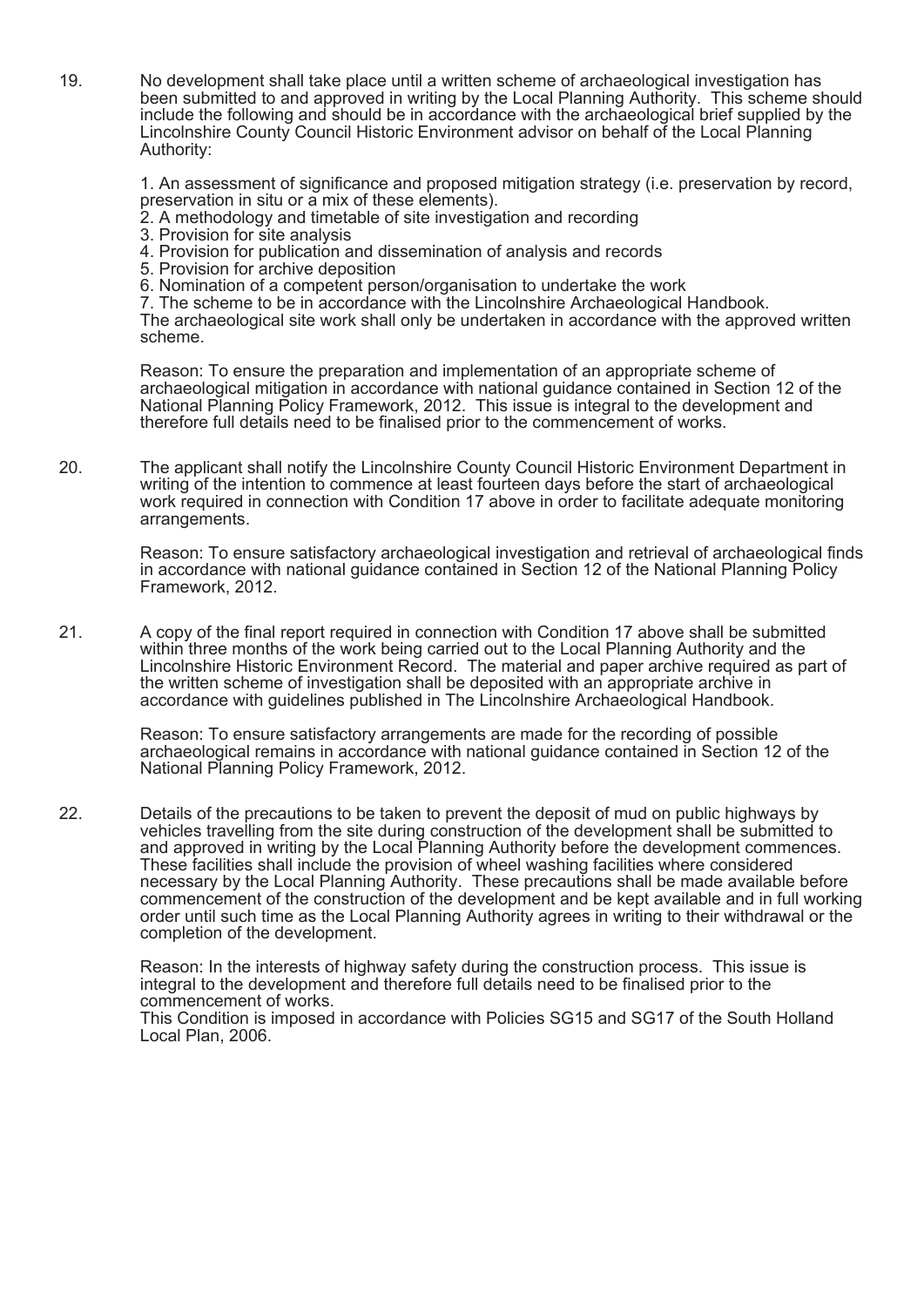19. No development shall take place until a written scheme of archaeological investigation has been submitted to and approved in writing by the Local Planning Authority. This scheme should include the following and should be in accordance with the archaeological brief supplied by the Lincolnshire County Council Historic Environment advisor on behalf of the Local Planning Authority:

    1. An assessment of significance and proposed mitigation strategy (i.e. preservation by record, preservation in situ or a mix of these elements).
    2. A methodology and timetable of site investigation and recording
    3. Provision for site analysis
    4. Provision for publication and dissemination of analysis and records
    5. Provision for archive deposition
    6. Nomination of a competent person/organisation to undertake the work
    7. The scheme to be in accordance with the Lincolnshire Archaeological Handbook.

    The archaeological site work shall only be undertaken in accordance with the approved written scheme.

    Reason: To ensure the preparation and implementation of an appropriate scheme of archaeological mitigation in accordance with national guidance contained in Section 12 of the National Planning Policy Framework, 2012. This issue is integral to the development and therefore full details need to be finalised prior to the commencement of works.

20. The applicant shall notify the Lincolnshire County Council Historic Environment Department in writing of the intention to commence at least fourteen days before the start of archaeological work required in connection with Condition 17 above in order to facilitate adequate monitoring arrangements.

    Reason: To ensure satisfactory archaeological investigation and retrieval of archaeological finds in accordance with national guidance contained in Section 12 of the National Planning Policy Framework, 2012.

21. A copy of the final report required in connection with Condition 17 above shall be submitted within three months of the work being carried out to the Local Planning Authority and the Lincolnshire Historic Environment Record. The material and paper archive required as part of the written scheme of investigation shall be deposited with an appropriate archive in accordance with guidelines published in The Lincolnshire Archaeological Handbook.

    Reason: To ensure satisfactory arrangements are made for the recording of possible archaeological remains in accordance with national guidance contained in Section 12 of the National Planning Policy Framework, 2012.

22. Details of the precautions to be taken to prevent the deposit of mud on public highways by vehicles travelling from the site during construction of the development shall be submitted to and approved in writing by the Local Planning Authority before the development commences. These facilities shall include the provision of wheel washing facilities where considered necessary by the Local Planning Authority. These precautions shall be made available before commencement of the construction of the development and be kept available and in full working order until such time as the Local Planning Authority agrees in writing to their withdrawal or the completion of the development.

    Reason: In the interests of highway safety during the construction process. This issue is integral to the development and therefore full details need to be finalised prior to the commencement of works.
    This Condition is imposed in accordance with Policies SG15 and SG17 of the South Holland Local Plan, 2006.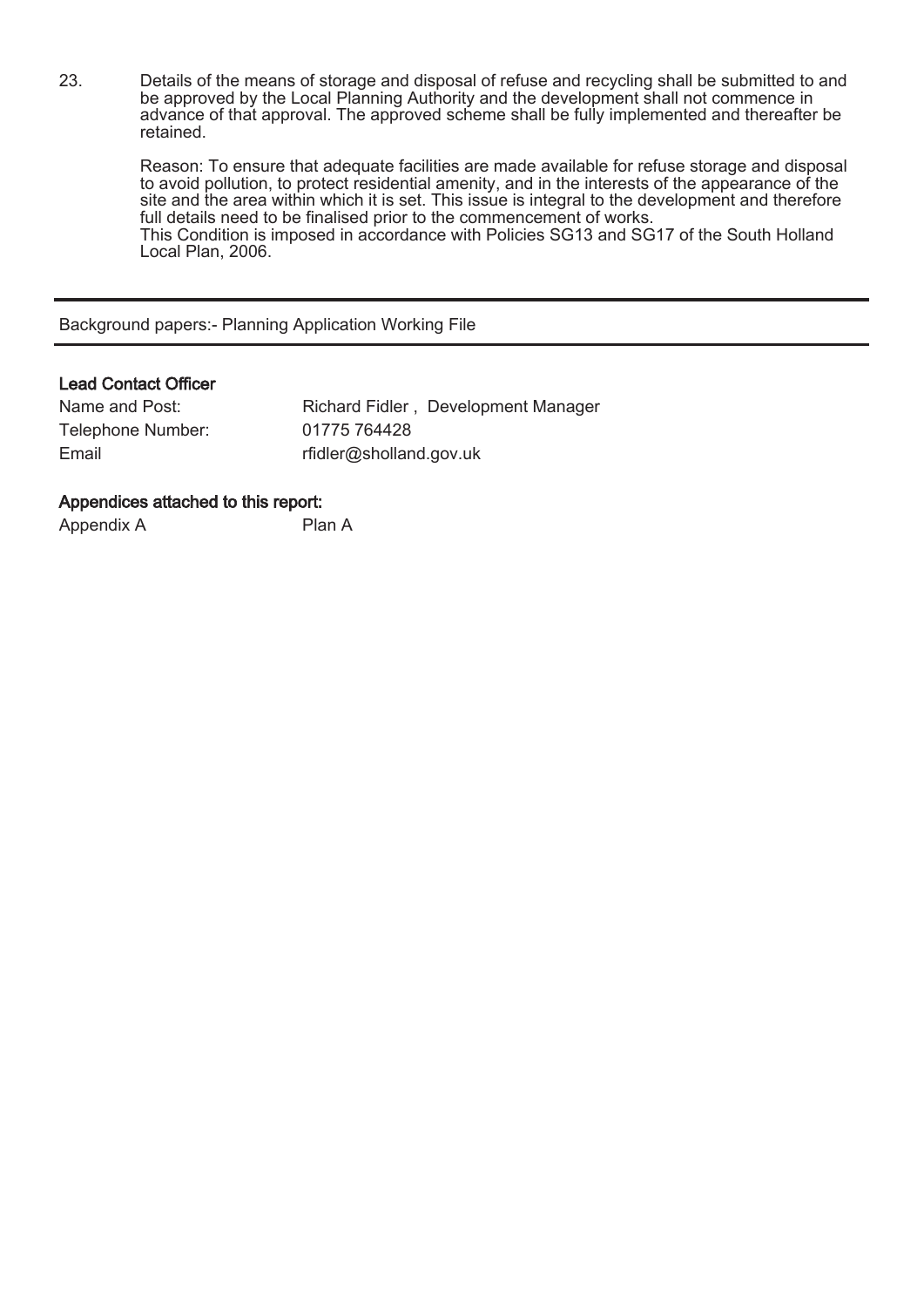23. Details of the means of storage and disposal of refuse and recycling shall be submitted to and be approved by the Local Planning Authority and the development shall not commence in advance of that approval. The approved scheme shall be fully implemented and thereafter be retained.

    Reason: To ensure that adequate facilities are made available for refuse storage and disposal to avoid pollution, to protect residential amenity, and in the interests of the appearance of the site and the area within which it is set. This issue is integral to the development and therefore full details need to be finalised prior to the commencement of works.
    This Condition is imposed in accordance with Policies SG13 and SG17 of the South Holland Local Plan, 2006.

---

Background papers:- Planning Application Working File

---

**Lead Contact Officer**

| | |
|---|---|
| Name and Post: | Richard Fidler , Development Manager |
| Telephone Number: | 01775 764428 |
| Email | rfidler@sholland.gov.uk |

**Appendices attached to this report:**

| | |
|---|---|
| Appendix A | Plan A |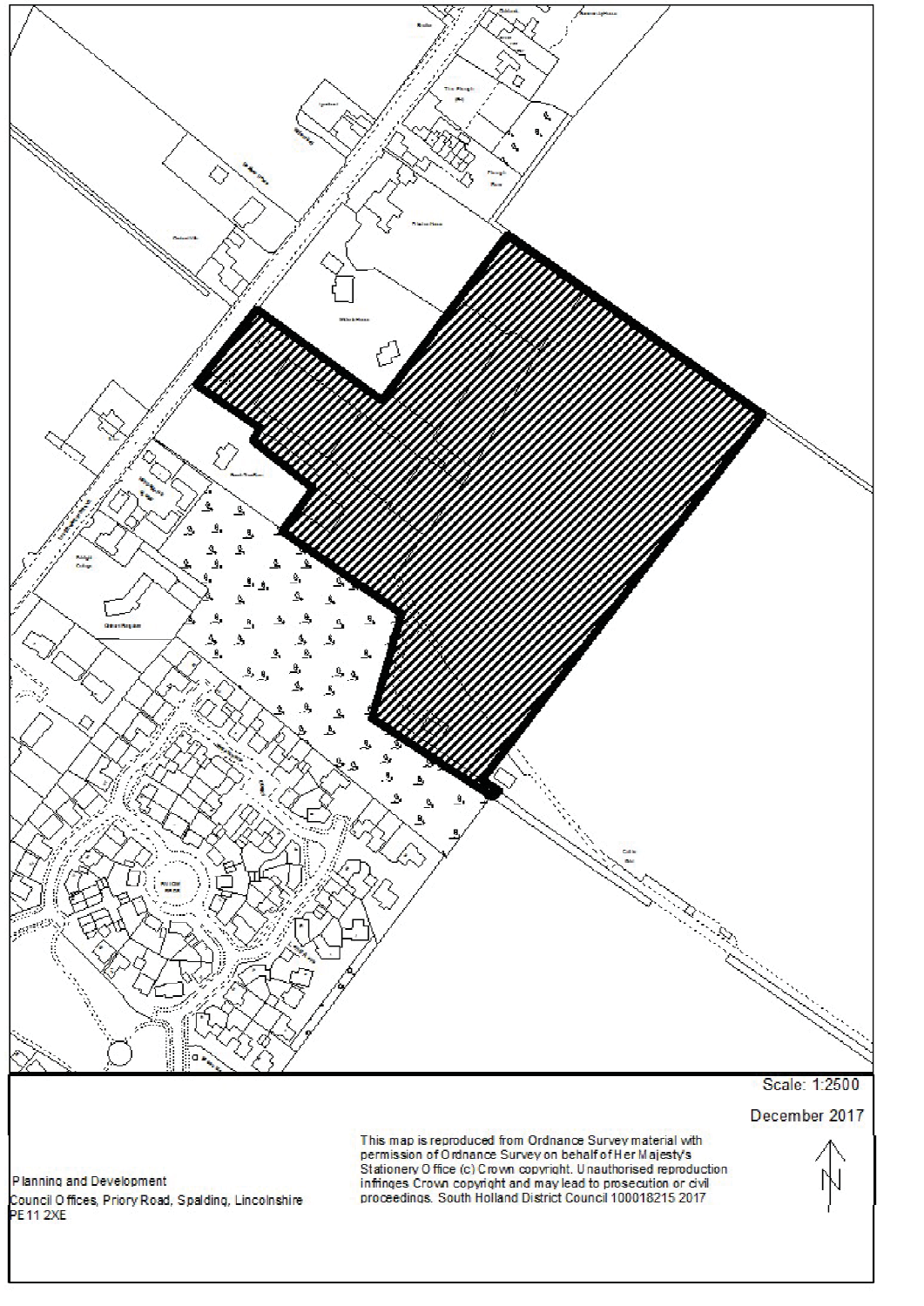Scale: 1:2500

December 2017

This map is reproduced from Ordnance Survey material with permission of Ordnance Survey on behalf of Her Majesty's Stationery Office (c) Crown copyright. Unauthorised reproduction infringes Crown copyright and may lead to prosecution or civil proceedings. South Holland District Council 100018215 2017

Planning and Development
Council Offices, Priory Road, Spalding, Lincolnshire
PE11 2XE